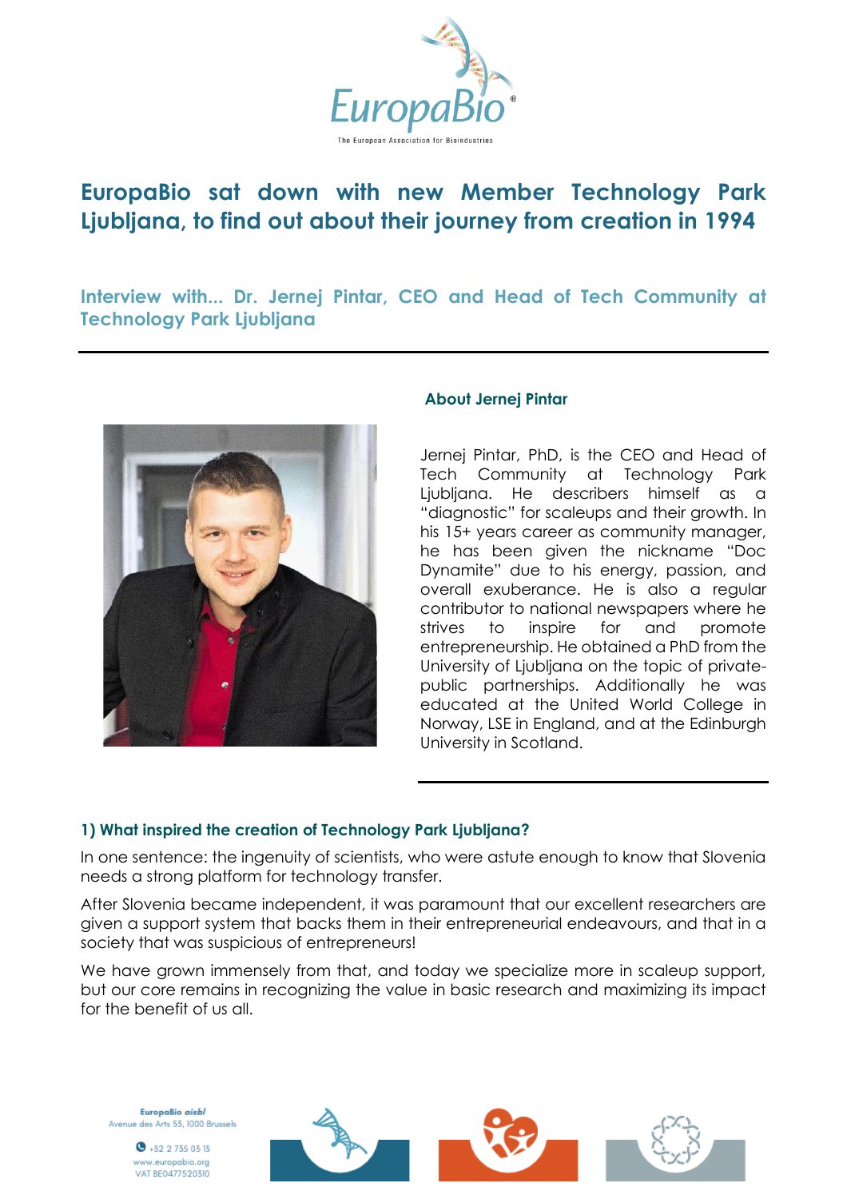# EuropaBio sat down with new Member Technology Park Ljubljana, to find out about their journey from creation in 1994

## Interview with... Dr. Jernej Pintar, CEO and Head of Tech Community at Technology Park Ljubljana

### About Jernej Pintar

Jernej Pintar, PhD, is the CEO and Head of Tech Community at Technology Park Ljubljana. He describes himself as a "diagnostic" for scaleups and their growth. In his 15+ years career as community manager, he has been given the nickname "Doc Dynamite" due to his energy, passion, and overall exuberance. He is also a regular contributor to national newspapers where he strives to inspire for and promote entrepreneurship. He obtained a PhD from the University of Ljubljana on the topic of private-public partnerships. Additionally he was educated at the United World College in Norway, LSE in England, and at the Edinburgh University in Scotland.

### 1) What inspired the creation of Technology Park Ljubljana?

In one sentence: the ingenuity of scientists, who were astute enough to know that Slovenia needs a strong platform for technology transfer.

After Slovenia became independent, it was paramount that our excellent researchers are given a support system that backs them in their entrepreneurial endeavours, and that in a society that was suspicious of entrepreneurs!

We have grown immensely from that, and today we specialize more in scaleup support, but our core remains in recognizing the value in basic research and maximizing its impact for the benefit of us all.

EuropaBio *aisbl*
Avenue des Arts 53, 1000 Brussels
+32 2 735 03 13
www.europabio.org
VAT BE0477520310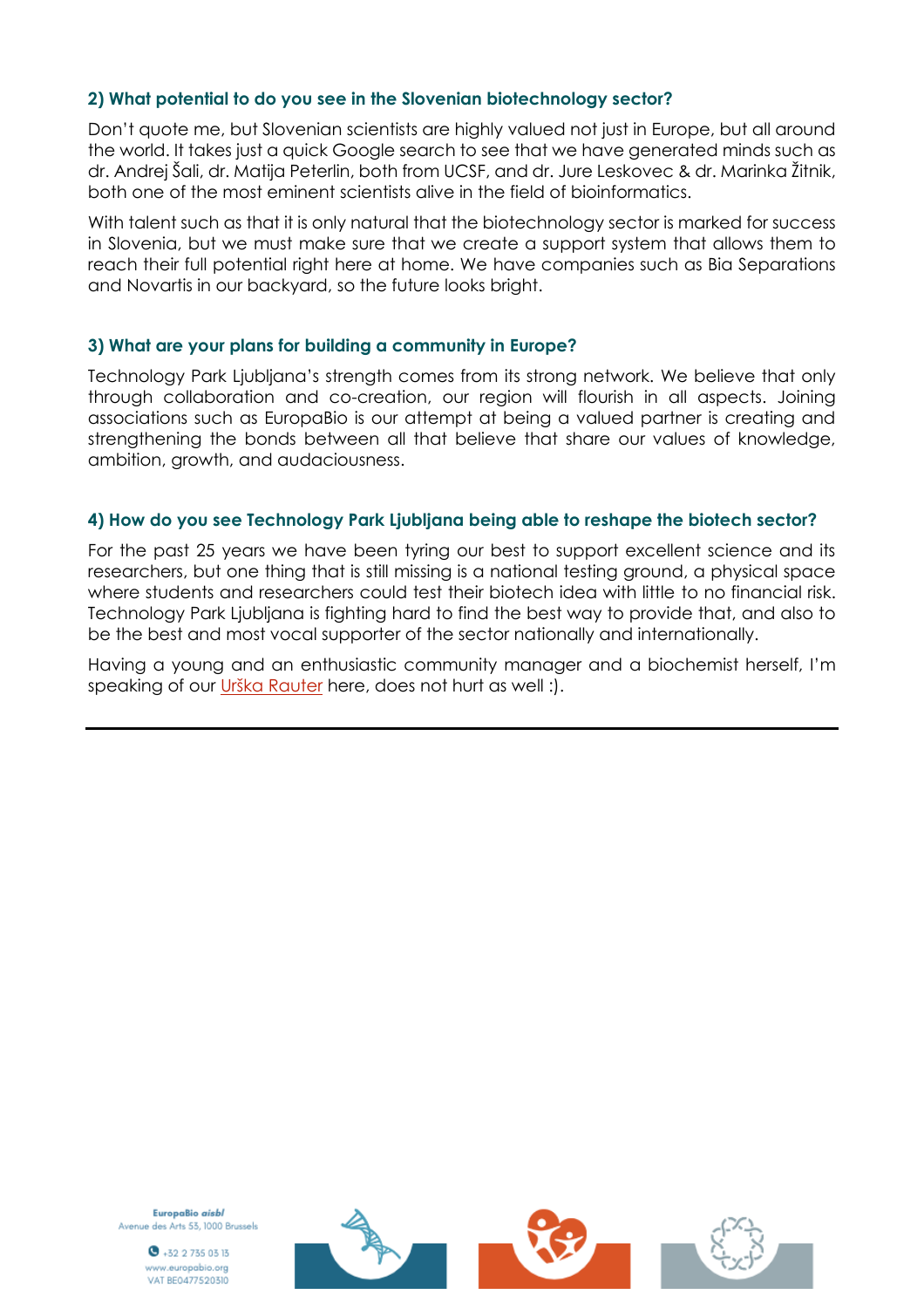### 2) What potential to do you see in the Slovenian biotechnology sector?

Don't quote me, but Slovenian scientists are highly valued not just in Europe, but all around the world. It takes just a quick Google search to see that we have generated minds such as dr. Andrej Šali, dr. Matija Peterlin, both from UCSF, and dr. Jure Leskovec & dr. Marinka Žitnik, both one of the most eminent scientists alive in the field of bioinformatics.

With talent such as that it is only natural that the biotechnology sector is marked for success in Slovenia, but we must make sure that we create a support system that allows them to reach their full potential right here at home. We have companies such as Bia Separations and Novartis in our backyard, so the future looks bright.

### 3) What are your plans for building a community in Europe?

Technology Park Ljubljana's strength comes from its strong network. We believe that only through collaboration and co-creation, our region will flourish in all aspects. Joining associations such as EuropaBio is our attempt at being a valued partner is creating and strengthening the bonds between all that believe that share our values of knowledge, ambition, growth, and audaciousness.

### 4) How do you see Technology Park Ljubljana being able to reshape the biotech sector?

For the past 25 years we have been tyring our best to support excellent science and its researchers, but one thing that is still missing is a national testing ground, a physical space where students and researchers could test their biotech idea with little to no financial risk. Technology Park Ljubljana is fighting hard to find the best way to provide that, and also to be the best and most vocal supporter of the sector nationally and internationally.

Having a young and an enthusiastic community manager and a biochemist herself, I'm speaking of our Urška Rauter here, does not hurt as well :).

---

EuropaBio *aisbl*
Avenue des Arts 53, 1000 Brussels
+32 2 735 03 13
www.europabio.org
VAT BE0477520310